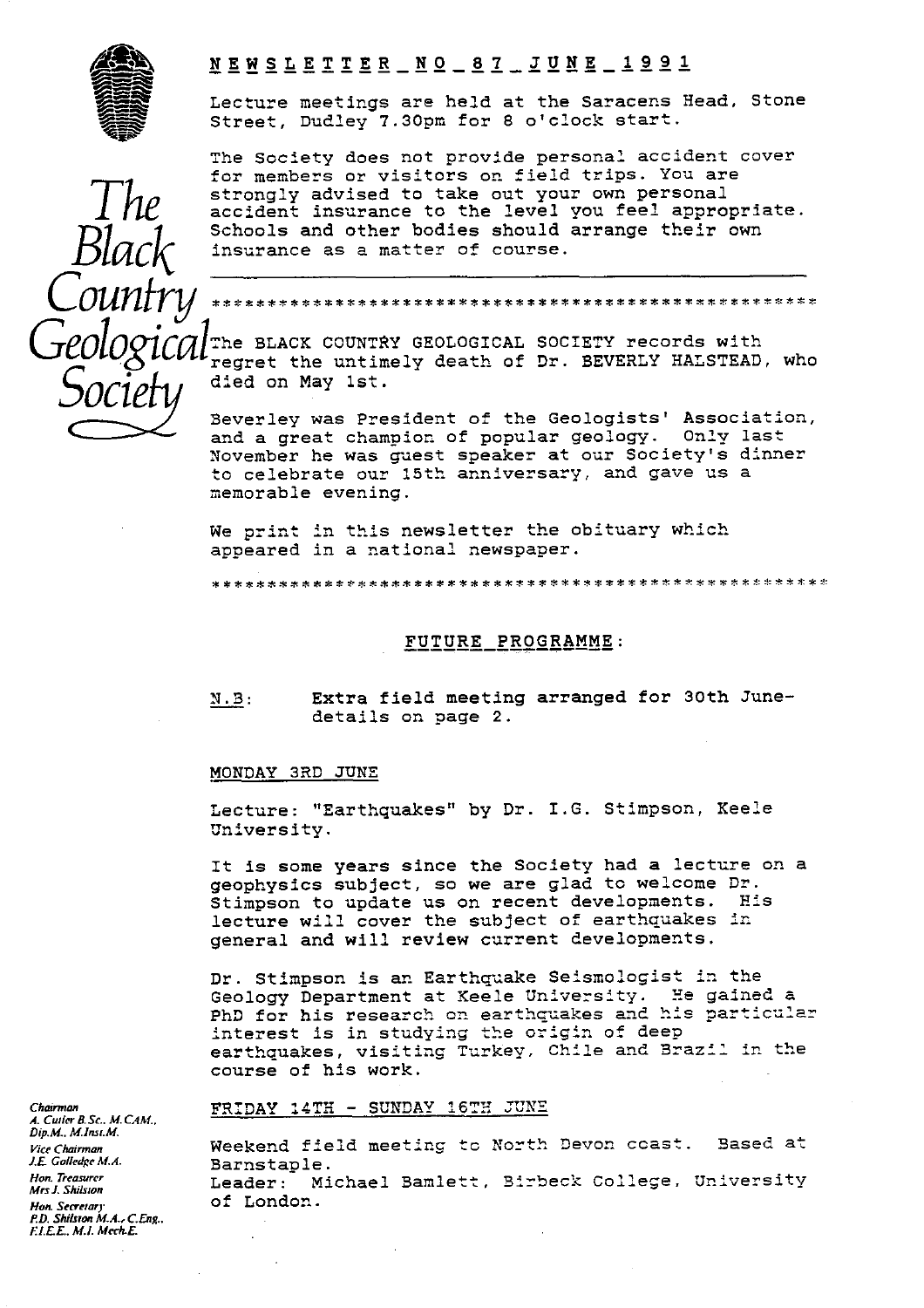# NEWSLETTER NO 87 JUNE 1991

The Black Country Geological Society

Lecture meetings are held at the Saracens Head, Stone Street, Dudley 7.30pm for 8 o'clock start.

The Society does not provide personal accident cover for members or visitors on field trips. You are strongly advised to take out your own personal accident insurance to the level you feel appropriate. Schools and other bodies should arrange their own insurance as a matter of course.

---

\*\*\*\*\*\*\*\*\*\*\*\*\*\*\*\*\*\*\*\*\*\*\*\*\*\*\*\*\*\*\*\*\*\*\*\*\*\*\*\*\*\*\*\*\*\*\*\*\*\*\*\*\*\*

The BLACK COUNTRY GEOLOGICAL SOCIETY records with regret the untimely death of Dr. BEVERLY HALSTEAD, who died on May 1st.

Beverley was President of the Geologists' Association, and a great champion of popular geology. Only last November he was guest speaker at our Society's dinner to celebrate our 15th anniversary, and gave us a memorable evening.

We print in this newsletter the obituary which appeared in a national newspaper.

\*\*\*\*\*\*\*\*\*\*\*\*\*\*\*\*\*\*\*\*\*\*\*\*\*\*\*\*\*\*\*\*\*\*\*\*\*\*\*\*\*\*\*\*\*\*\*\*\*\*\*\*\*\*

## FUTURE PROGRAMME:

N.B: Extra field meeting arranged for 30th June- details on page 2.

### MONDAY 3RD JUNE

Lecture: "Earthquakes" by Dr. I.G. Stimpson, Keele University.

It is some years since the Society had a lecture on a geophysics subject, so we are glad to welcome Dr. Stimpson to update us on recent developments. His lecture will cover the subject of earthquakes in general and will review current developments.

Dr. Stimpson is an Earthquake Seismologist in the Geology Department at Keele University. He gained a PhD for his research on earthquakes and his particular interest is in studying the origin of deep earthquakes, visiting Turkey, Chile and Brazil in the course of his work.

### FRIDAY 14TH - SUNDAY 16TH JUNE

Weekend field meeting to North Devon coast. Based at Barnstaple.
Leader: Michael Bamlett, Birbeck College, University of London.

*Chairman*
*A. Cutler B.Sc., M.CAM., Dip.M., M.Inst.M.*
*Vice Chairman*
*J.E. Golledge M.A.*
*Hon. Treasurer*
*Mrs J. Shilston*
*Hon. Secretary*
*P.D. Shilston M.A., C.Eng., F.I.E.E., M.I. Mech.E.*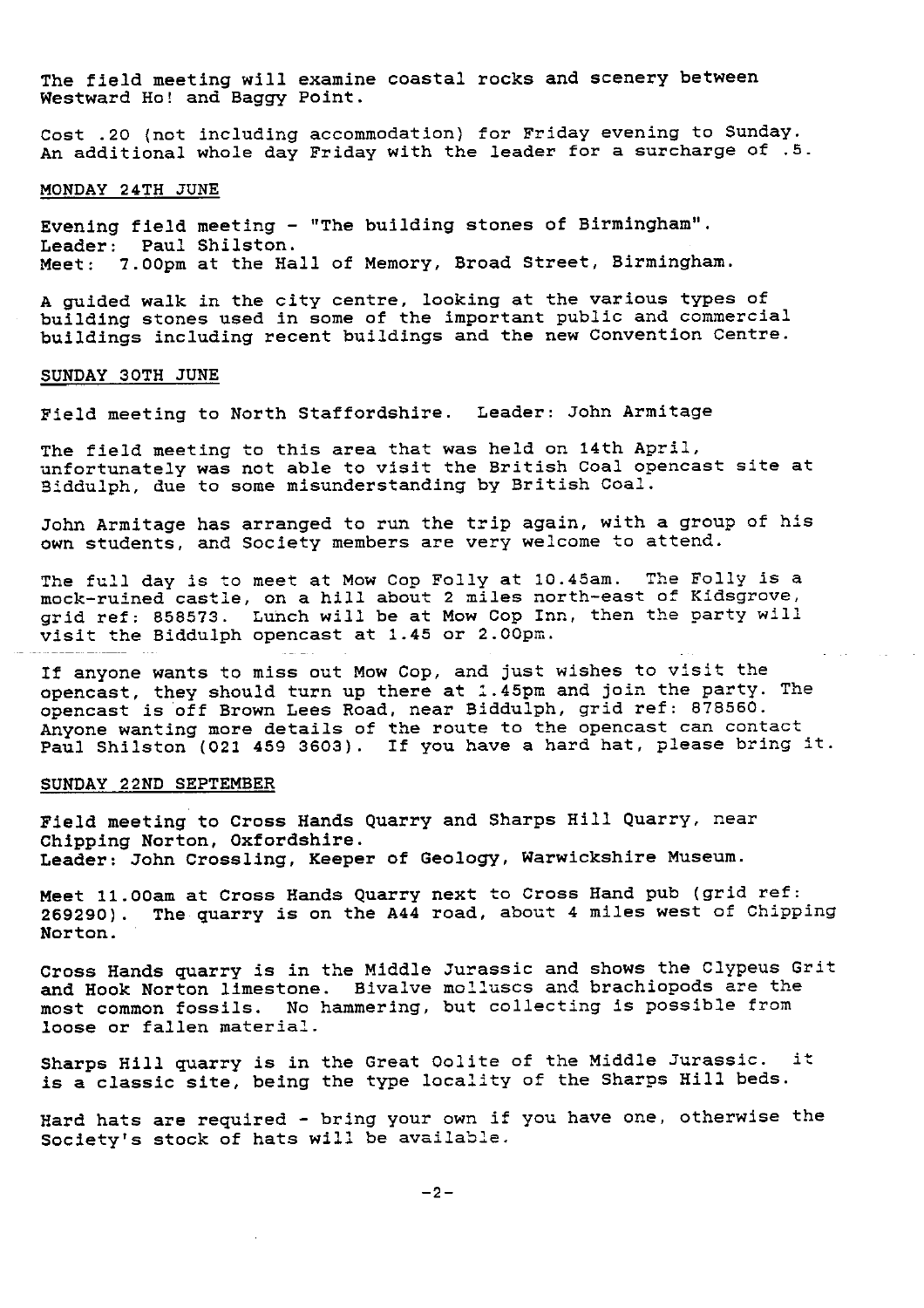The field meeting will examine coastal rocks and scenery between Westward Ho! and Baggy Point.

Cost .20 (not including accommodation) for Friday evening to Sunday. An additional whole day Friday with the leader for a surcharge of .5.

MONDAY 24TH JUNE

Evening field meeting - "The building stones of Birmingham".
Leader: Paul Shilston.
Meet: 7.00pm at the Hall of Memory, Broad Street, Birmingham.

A guided walk in the city centre, looking at the various types of building stones used in some of the important public and commercial buildings including recent buildings and the new Convention Centre.

SUNDAY 30TH JUNE

Field meeting to North Staffordshire. Leader: John Armitage

The field meeting to this area that was held on 14th April, unfortunately was not able to visit the British Coal opencast site at Biddulph, due to some misunderstanding by British Coal.

John Armitage has arranged to run the trip again, with a group of his own students, and Society members are very welcome to attend.

The full day is to meet at Mow Cop Folly at 10.45am. The Folly is a mock-ruined castle, on a hill about 2 miles north-east of Kidsgrove, grid ref: 858573. Lunch will be at Mow Cop Inn, then the party will visit the Biddulph opencast at 1.45 or 2.00pm.

If anyone wants to miss out Mow Cop, and just wishes to visit the opencast, they should turn up there at 1.45pm and join the party. The opencast is off Brown Lees Road, near Biddulph, grid ref: 878560. Anyone wanting more details of the route to the opencast can contact Paul Shilston (021 459 3603). If you have a hard hat, please bring it.

SUNDAY 22ND SEPTEMBER

Field meeting to Cross Hands Quarry and Sharps Hill Quarry, near Chipping Norton, Oxfordshire.
Leader: John Crossling, Keeper of Geology, Warwickshire Museum.

Meet 11.00am at Cross Hands Quarry next to Cross Hand pub (grid ref: 269290). The quarry is on the A44 road, about 4 miles west of Chipping Norton.

Cross Hands quarry is in the Middle Jurassic and shows the Clypeus Grit and Hook Norton limestone. Bivalve molluscs and brachiopods are the most common fossils. No hammering, but collecting is possible from loose or fallen material.

Sharps Hill quarry is in the Great Oolite of the Middle Jurassic. it is a classic site, being the type locality of the Sharps Hill beds.

Hard hats are required - bring your own if you have one, otherwise the Society's stock of hats will be available.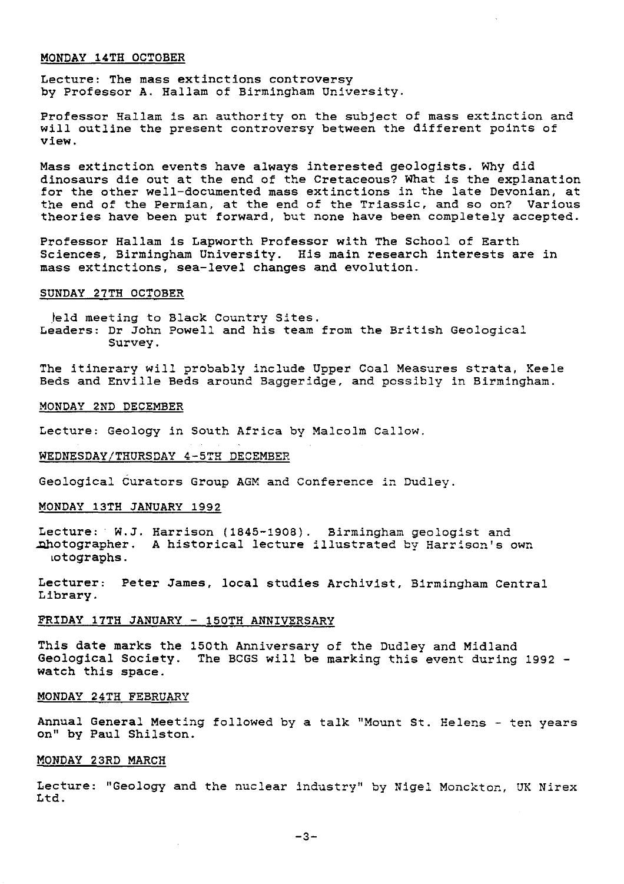MONDAY 14TH OCTOBER

Lecture: The mass extinctions controversy
by Professor A. Hallam of Birmingham University.

Professor Hallam is an authority on the subject of mass extinction and will outline the present controversy between the different points of view.

Mass extinction events have always interested geologists. Why did dinosaurs die out at the end of the Cretaceous? What is the explanation for the other well-documented mass extinctions in the late Devonian, at the end of the Permian, at the end of the Triassic, and so on? Various theories have been put forward, but none have been completely accepted.

Professor Hallam is Lapworth Professor with The School of Earth Sciences, Birmingham University. His main research interests are in mass extinctions, sea-level changes and evolution.

SUNDAY 27TH OCTOBER

Field meeting to Black Country Sites.
Leaders: Dr John Powell and his team from the British Geological Survey.

The itinerary will probably include Upper Coal Measures strata, Keele Beds and Enville Beds around Baggeridge, and possibly in Birmingham.

MONDAY 2ND DECEMBER

Lecture: Geology in South Africa by Malcolm Callow.

WEDNESDAY/THURSDAY 4-5TH DECEMBER

Geological Curators Group AGM and Conference in Dudley.

MONDAY 13TH JANUARY 1992

Lecture: W.J. Harrison (1845-1908). Birmingham geologist and photographer. A historical lecture illustrated by Harrison's own photographs.

Lecturer: Peter James, local studies Archivist, Birmingham Central Library.

FRIDAY 17TH JANUARY - 150TH ANNIVERSARY

This date marks the 150th Anniversary of the Dudley and Midland Geological Society. The BCGS will be marking this event during 1992 - watch this space.

MONDAY 24TH FEBRUARY

Annual General Meeting followed by a talk "Mount St. Helens - ten years on" by Paul Shilston.

MONDAY 23RD MARCH

Lecture: "Geology and the nuclear industry" by Nigel Monckton, UK Nirex Ltd.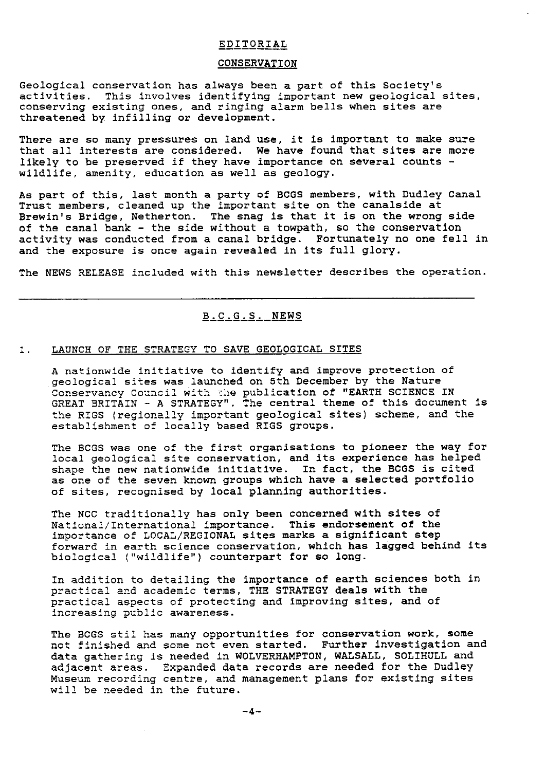## EDITORIAL

### CONSERVATION

Geological conservation has always been a part of this Society's activities. This involves identifying important new geological sites, conserving existing ones, and ringing alarm bells when sites are threatened by infilling or development.

There are so many pressures on land use, it is important to make sure that all interests are considered. We have found that sites are more likely to be preserved if they have importance on several counts - wildlife, amenity, education as well as geology.

As part of this, last month a party of BCGS members, with Dudley Canal Trust members, cleaned up the important site on the canalside at Brewin's Bridge, Netherton. The snag is that it is on the wrong side of the canal bank - the side without a towpath, so the conservation activity was conducted from a canal bridge. Fortunately no one fell in and the exposure is once again revealed in its full glory.

The NEWS RELEASE included with this newsletter describes the operation.

---

## B.C.G.S. NEWS

### 1. LAUNCH OF THE STRATEGY TO SAVE GEOLOGICAL SITES

A nationwide initiative to identify and improve protection of geological sites was launched on 5th December by the Nature Conservancy Council with the publication of "EARTH SCIENCE IN GREAT BRITAIN - A STRATEGY". The central theme of this document is the RIGS (regionally important geological sites) scheme, and the establishment of locally based RIGS groups.

The BCGS was one of the first organisations to pioneer the way for local geological site conservation, and its experience has helped shape the new nationwide initiative. In fact, the BCGS is cited as one of the seven known groups which have a selected portfolio of sites, recognised by local planning authorities.

The NCC traditionally has only been concerned with sites of National/International importance. This endorsement of the importance of LOCAL/REGIONAL sites marks a significant step forward in earth science conservation, which has lagged behind its biological ("wildlife") counterpart for so long.

In addition to detailing the importance of earth sciences both in practical and academic terms, THE STRATEGY deals with the practical aspects of protecting and improving sites, and of increasing public awareness.

The BCGS stil has many opportunities for conservation work, some not finished and some not even started. Further investigation and data gathering is needed in WOLVERHAMPTON, WALSALL, SOLIHULL and adjacent areas. Expanded data records are needed for the Dudley Museum recording centre, and management plans for existing sites will be needed in the future.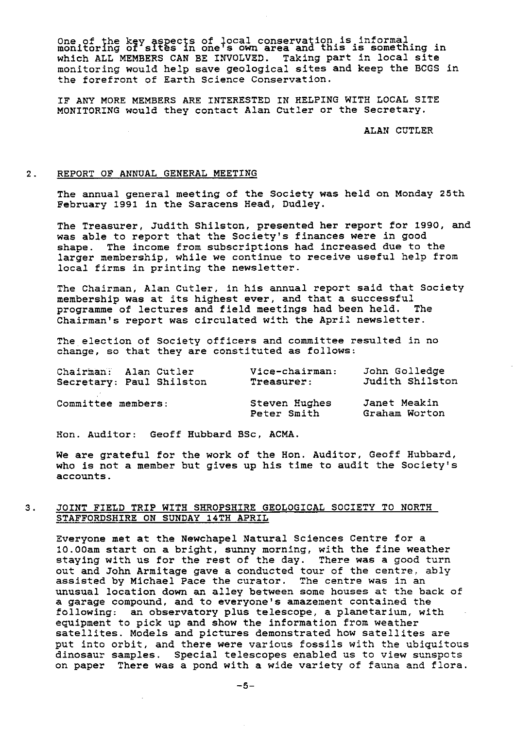One of the key aspects of local conservation is informal monitoring of sites in one's own area and this is something in which ALL MEMBERS CAN BE INVOLVED. Taking part in local site monitoring would help save geological sites and keep the BCGS in the forefront of Earth Science Conservation.

IF ANY MORE MEMBERS ARE INTERESTED IN HELPING WITH LOCAL SITE MONITORING would they contact Alan Cutler or the Secretary.

ALAN CUTLER

## 2. REPORT OF ANNUAL GENERAL MEETING

The annual general meeting of the Society was held on Monday 25th February 1991 in the Saracens Head, Dudley.

The Treasurer, Judith Shilston, presented her report for 1990, and was able to report that the Society's finances were in good shape. The income from subscriptions had increased due to the larger membership, while we continue to receive useful help from local firms in printing the newsletter.

The Chairman, Alan Cutler, in his annual report said that Society membership was at its highest ever, and that a successful programme of lectures and field meetings had been held. The Chairman's report was circulated with the April newsletter.

The election of Society officers and committee resulted in no change, so that they are constituted as follows:

| | | |
|---|---|---|
| Chairman: Alan Cutler | Vice-chairman: | John Golledge |
| Secretary: Paul Shilston | Treasurer: | Judith Shilston |
| Committee members: | Steven Hughes | Janet Meakin |
| | Peter Smith | Graham Worton |

Hon. Auditor: Geoff Hubbard BSc, ACMA.

We are grateful for the work of the Hon. Auditor, Geoff Hubbard, who is not a member but gives up his time to audit the Society's accounts.

## 3. JOINT FIELD TRIP WITH SHROPSHIRE GEOLOGICAL SOCIETY TO NORTH STAFFORDSHIRE ON SUNDAY 14TH APRIL

Everyone met at the Newchapel Natural Sciences Centre for a 10.00am start on a bright, sunny morning, with the fine weather staying with us for the rest of the day. There was a good turn out and John Armitage gave a conducted tour of the centre, ably assisted by Michael Pace the curator. The centre was in an unusual location down an alley between some houses at the back of a garage compound, and to everyone's amazement contained the following: an observatory plus telescope, a planetarium, with equipment to pick up and show the information from weather satellites. Models and pictures demonstrated how satellites are put into orbit, and there were various fossils with the ubiquitous dinosaur samples. Special telescopes enabled us to view sunspots on paper There was a pond with a wide variety of fauna and flora.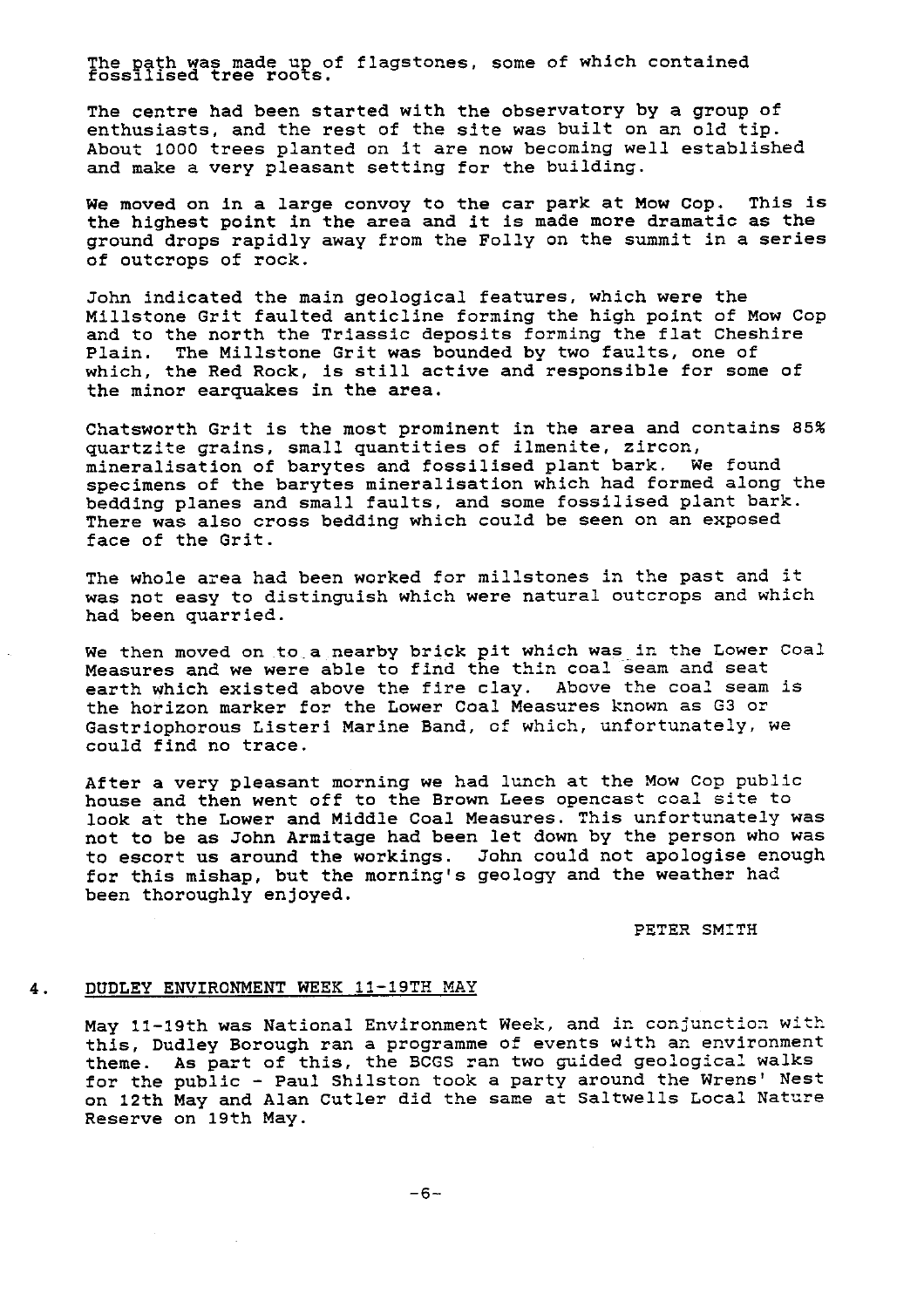The path was made up of flagstones, some of which contained fossilised tree roots.

The centre had been started with the observatory by a group of enthusiasts, and the rest of the site was built on an old tip. About 1000 trees planted on it are now becoming well established and make a very pleasant setting for the building.

We moved on in a large convoy to the car park at Mow Cop. This is the highest point in the area and it is made more dramatic as the ground drops rapidly away from the Folly on the summit in a series of outcrops of rock.

John indicated the main geological features, which were the Millstone Grit faulted anticline forming the high point of Mow Cop and to the north the Triassic deposits forming the flat Cheshire Plain. The Millstone Grit was bounded by two faults, one of which, the Red Rock, is still active and responsible for some of the minor earquakes in the area.

Chatsworth Grit is the most prominent in the area and contains 85% quartzite grains, small quantities of ilmenite, zircon, mineralisation of barytes and fossilised plant bark. We found specimens of the barytes mineralisation which had formed along the bedding planes and small faults, and some fossilised plant bark. There was also cross bedding which could be seen on an exposed face of the Grit.

The whole area had been worked for millstones in the past and it was not easy to distinguish which were natural outcrops and which had been quarried.

We then moved on to a nearby brick pit which was in the Lower Coal Measures and we were able to find the thin coal seam and seat earth which existed above the fire clay. Above the coal seam is the horizon marker for the Lower Coal Measures known as G3 or Gastriophorous Listeri Marine Band, of which, unfortunately, we could find no trace.

After a very pleasant morning we had lunch at the Mow Cop public house and then went off to the Brown Lees opencast coal site to look at the Lower and Middle Coal Measures. This unfortunately was not to be as John Armitage had been let down by the person who was to escort us around the workings. John could not apologise enough for this mishap, but the morning's geology and the weather had been thoroughly enjoyed.

PETER SMITH

## 4. DUDLEY ENVIRONMENT WEEK 11-19TH MAY

May 11-19th was National Environment Week, and in conjunction with this, Dudley Borough ran a programme of events with an environment theme. As part of this, the BCGS ran two guided geological walks for the public - Paul Shilston took a party around the Wrens' Nest on 12th May and Alan Cutler did the same at Saltwells Local Nature Reserve on 19th May.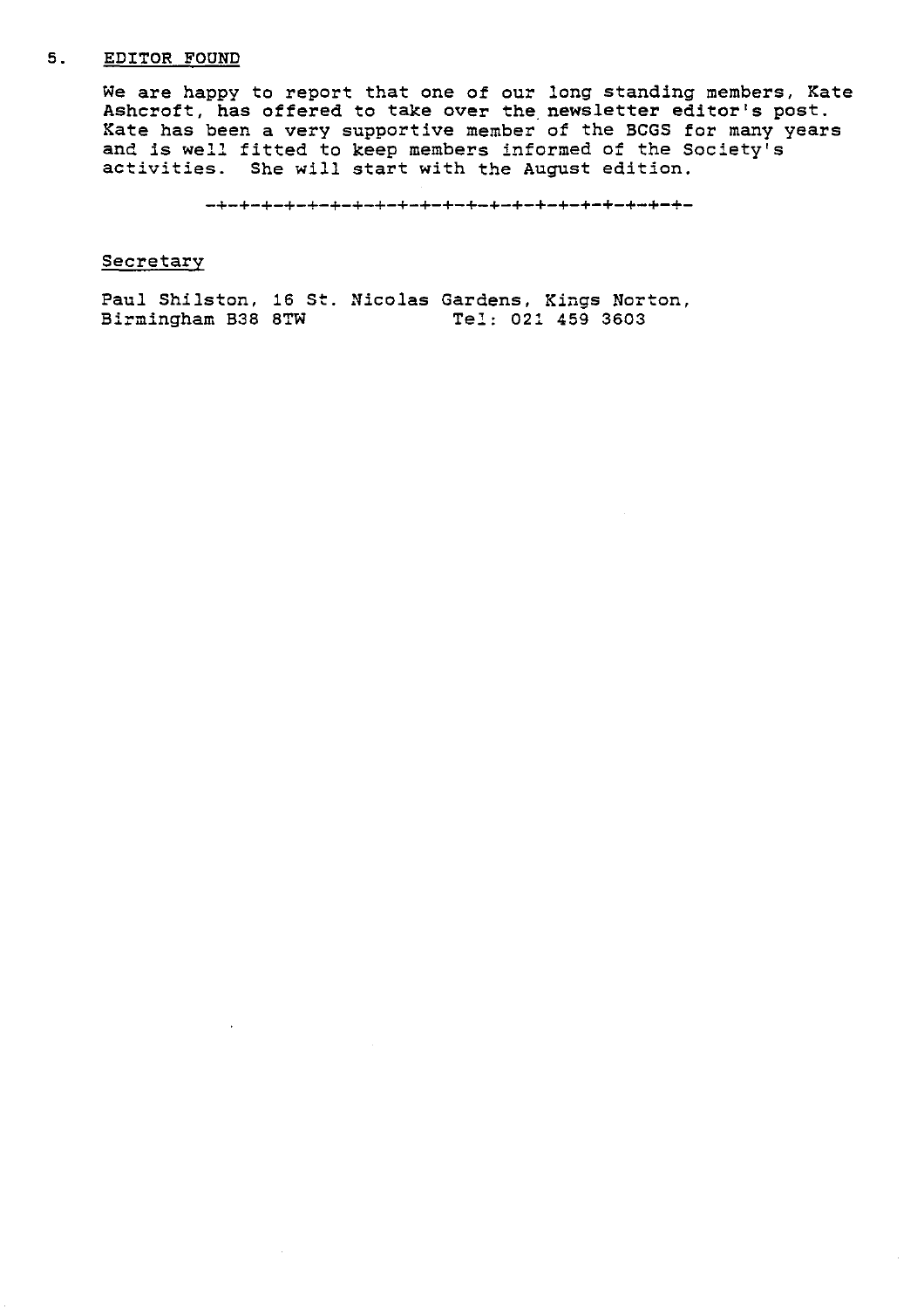## 5. EDITOR FOUND

We are happy to report that one of our long standing members, Kate Ashcroft, has offered to take over the newsletter editor's post. Kate has been a very supportive member of the BCGS for many years and is well fitted to keep members informed of the Society's activities. She will start with the August edition.

-+-+-+-+-+-+-+-+-+-+-+-+-+-+-+-+-+-+-+-+-+-+-+-+-+-

Secretary

Paul Shilston, 16 St. Nicolas Gardens, Kings Norton, Birmingham B38 8TW    Tel: 021 459 3603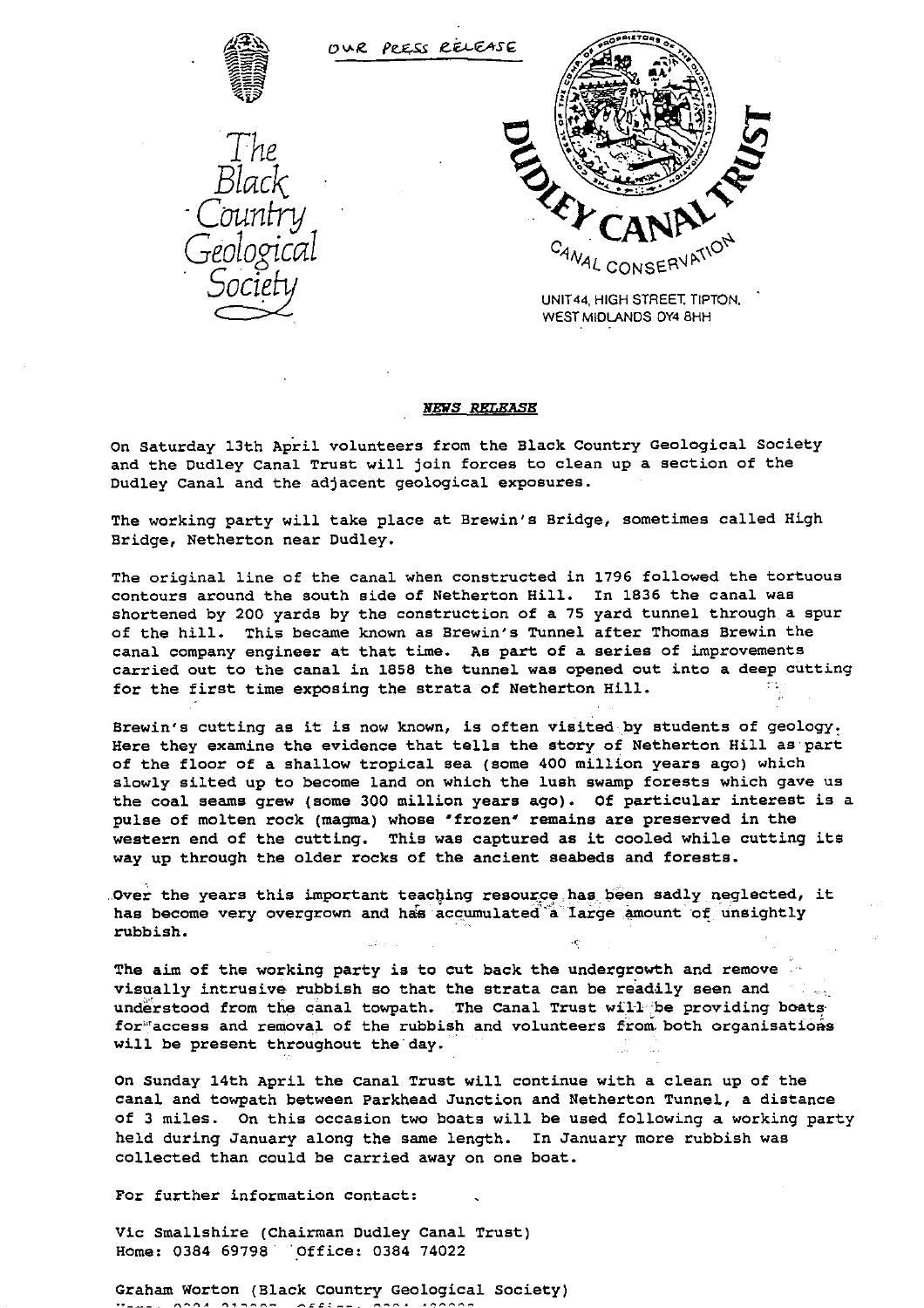OUR PRESS RELEASE

The Black Country Geological Society

DUDLEY CANAL TRUST

CANAL CONSERVATION

UNIT 44, HIGH STREET, TIPTON, WEST MIDLANDS DY4 8HH

***NEWS RELEASE***

On Saturday 13th April volunteers from the Black Country Geological Society and the Dudley Canal Trust will join forces to clean up a section of the Dudley Canal and the adjacent geological exposures.

The working party will take place at Brewin's Bridge, sometimes called High Bridge, Netherton near Dudley.

The original line of the canal when constructed in 1796 followed the tortuous contours around the south side of Netherton Hill. In 1836 the canal was shortened by 200 yards by the construction of a 75 yard tunnel through a spur of the hill. This became known as Brewin's Tunnel after Thomas Brewin the canal company engineer at that time. As part of a series of improvements carried out to the canal in 1858 the tunnel was opened out into a deep cutting for the first time exposing the strata of Netherton Hill.

Brewin's cutting as it is now known, is often visited by students of geology. Here they examine the evidence that tells the story of Netherton Hill as part of the floor of a shallow tropical sea (some 400 million years ago) which slowly silted up to become land on which the lush swamp forests which gave us the coal seams grew (some 300 million years ago). Of particular interest is a pulse of molten rock (magma) whose 'frozen' remains are preserved in the western end of the cutting. This was captured as it cooled while cutting its way up through the older rocks of the ancient seabeds and forests.

Over the years this important teaching resource has been sadly neglected, it has become very overgrown and has accumulated a large amount of unsightly rubbish.

The aim of the working party is to cut back the undergrowth and remove visually intrusive rubbish so that the strata can be readily seen and understood from the canal towpath. The Canal Trust will be providing boats for access and removal of the rubbish and volunteers from both organisations will be present throughout the day.

On Sunday 14th April the Canal Trust will continue with a clean up of the canal and towpath between Parkhead Junction and Netherton Tunnel, a distance of 3 miles. On this occasion two boats will be used following a working party held during January along the same length. In January more rubbish was collected than could be carried away on one boat.

For further information contact:

Vic Smallshire (Chairman Dudley Canal Trust)
Home: 0384 69798 Office: 0384 74022

Graham Worton (Black Country Geological Society)